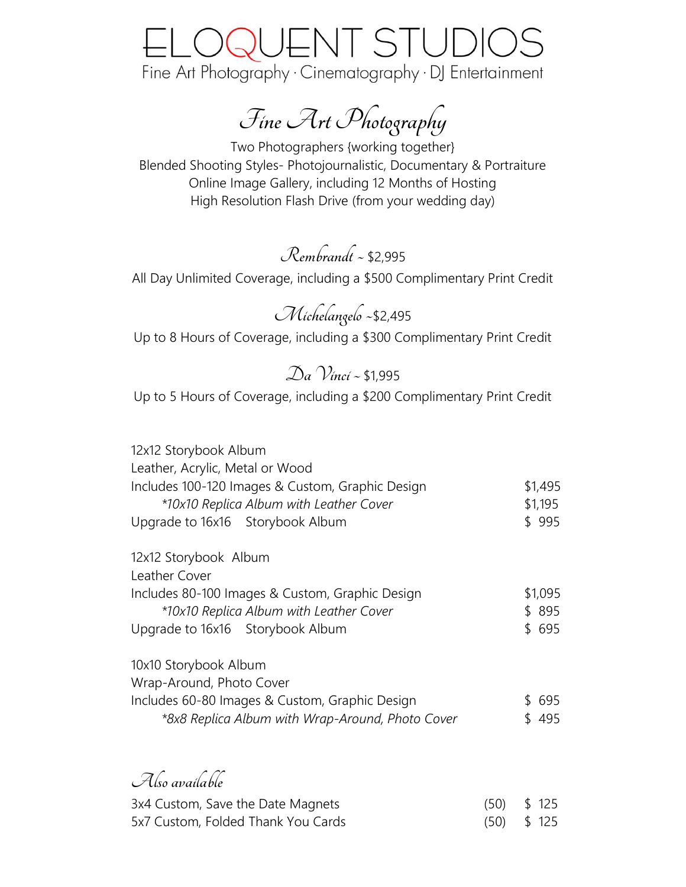# ELOQUENT STUDIOS

Fine Art Photography · Cinematography · DJ Entertainment

## *Fine Art Photography*

Two Photographers {working together}
Blended Shooting Styles- Photojournalistic, Documentary & Portraiture
Online Image Gallery, including 12 Months of Hosting
High Resolution Flash Drive (from your wedding day)

### *Rembrandt* ~ $2,995

All Day Unlimited Coverage, including a $500 Complimentary Print Credit

### *Michelangelo* ~$2,495

Up to 8 Hours of Coverage, including a $300 Complimentary Print Credit

### *Da Vinci* ~ $1,995

Up to 5 Hours of Coverage, including a $200 Complimentary Print Credit

| | |
|---|---|
| 12x12 Storybook Album | |
| Leather, Acrylic, Metal or Wood | |
| Includes 100-120 Images & Custom, Graphic Design | $1,495 |
| *\*10x10 Replica Album with Leather Cover* | $1,195 |
| Upgrade to 16x16 Storybook Album | $ 995 |

| | |
|---|---|
| 12x12 Storybook Album | |
| Leather Cover | |
| Includes 80-100 Images & Custom, Graphic Design | $1,095 |
| *\*10x10 Replica Album with Leather Cover* | $ 895 |
| Upgrade to 16x16 Storybook Album | $ 695 |

| | |
|---|---|
| 10x10 Storybook Album | |
| Wrap-Around, Photo Cover | |
| Includes 60-80 Images & Custom, Graphic Design | $ 695 |
| *\*8x8 Replica Album with Wrap-Around, Photo Cover* | $ 495 |

### *Also available*

| | | |
|---|---|---|
| 3x4 Custom, Save the Date Magnets | (50) | $ 125 |
| 5x7 Custom, Folded Thank You Cards | (50) | $ 125 |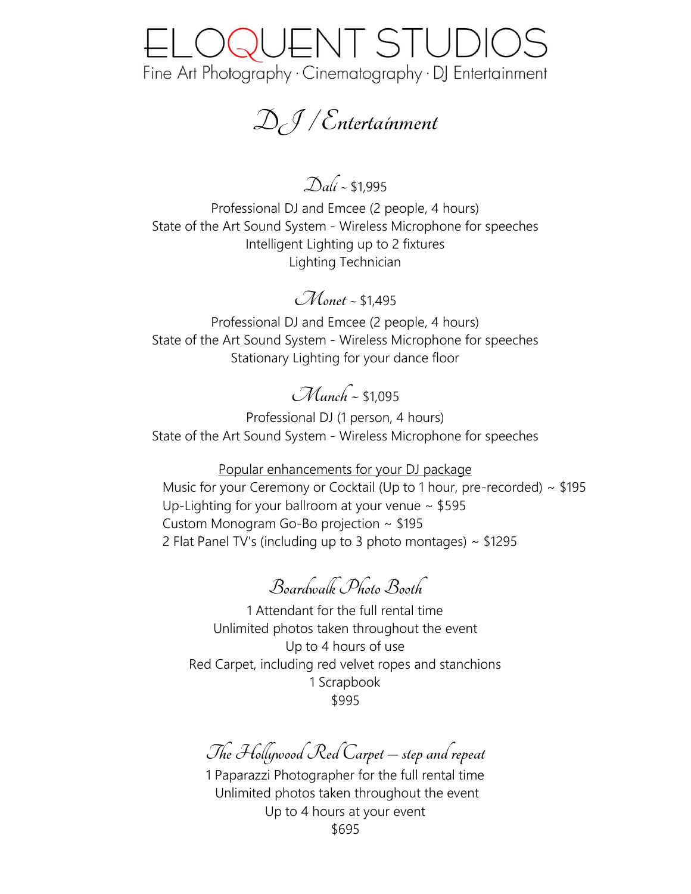# ELOQUENT STUDIOS

Fine Art Photography · Cinematography · DJ Entertainment

## *DJ / Entertainment*

### *Dalí* ~ $1,995

Professional DJ and Emcee (2 people, 4 hours)
State of the Art Sound System - Wireless Microphone for speeches
Intelligent Lighting up to 2 fixtures
Lighting Technician

### *Monet* ~ $1,495

Professional DJ and Emcee (2 people, 4 hours)
State of the Art Sound System - Wireless Microphone for speeches
Stationary Lighting for your dance floor

### *Munch* ~ $1,095

Professional DJ (1 person, 4 hours)
State of the Art Sound System - Wireless Microphone for speeches

<u>Popular enhancements for your DJ package</u>

Music for your Ceremony or Cocktail (Up to 1 hour, pre-recorded) ~ $195
Up-Lighting for your ballroom at your venue ~ $595
Custom Monogram Go-Bo projection ~ $195
2 Flat Panel TV's (including up to 3 photo montages) ~ $1295

### *Boardwalk Photo Booth*

1 Attendant for the full rental time
Unlimited photos taken throughout the event
Up to 4 hours of use
Red Carpet, including red velvet ropes and stanchions
1 Scrapbook
$995

### *The Hollywood Red Carpet – step and repeat*

1 Paparazzi Photographer for the full rental time
Unlimited photos taken throughout the event
Up to 4 hours at your event
$695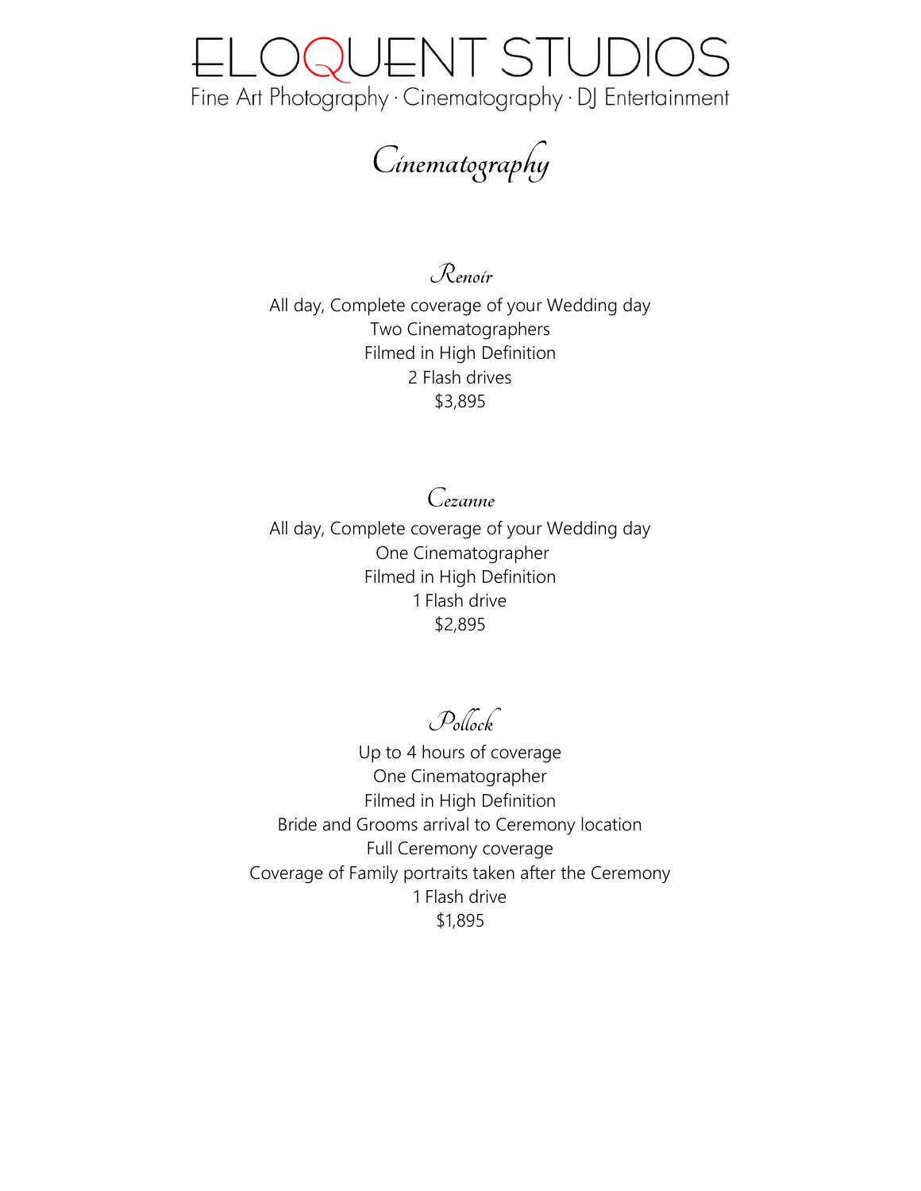# ELOQUENT STUDIOS

Fine Art Photography · Cinematography · DJ Entertainment

## *Cinematography*

### *Renoir*

All day, Complete coverage of your Wedding day
Two Cinematographers
Filmed in High Definition
2 Flash drives
$3,895

### *Cezanne*

All day, Complete coverage of your Wedding day
One Cinematographer
Filmed in High Definition
1 Flash drive
$2,895

### *Pollock*

Up to 4 hours of coverage
One Cinematographer
Filmed in High Definition
Bride and Grooms arrival to Ceremony location
Full Ceremony coverage
Coverage of Family portraits taken after the Ceremony
1 Flash drive
$1,895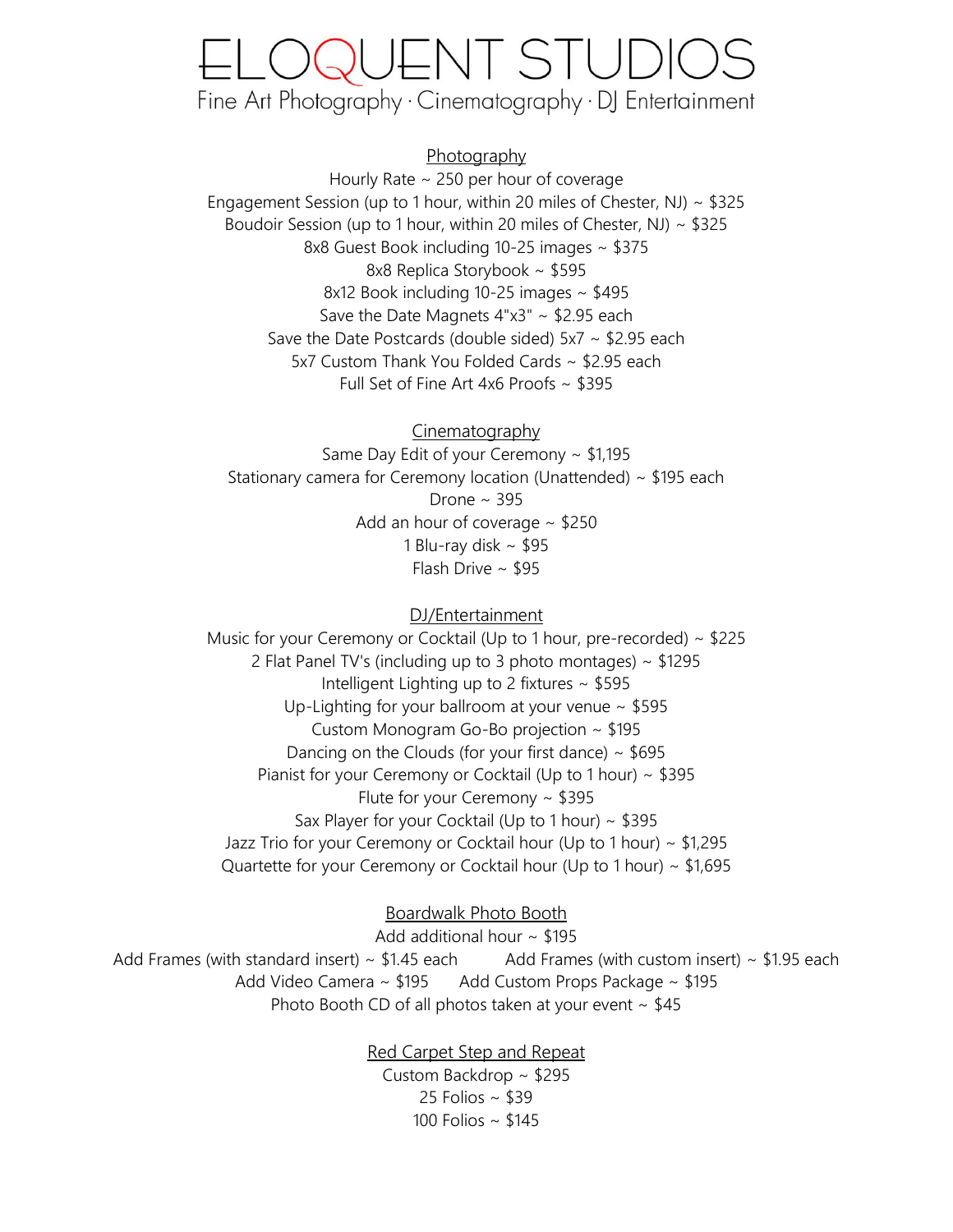# ELOQUENT STUDIOS

Fine Art Photography · Cinematography · DJ Entertainment

## Photography

Hourly Rate ~ 250 per hour of coverage

Engagement Session (up to 1 hour, within 20 miles of Chester, NJ) ~ $325

Boudoir Session (up to 1 hour, within 20 miles of Chester, NJ) ~ $325

8x8 Guest Book including 10-25 images ~ $375

8x8 Replica Storybook ~ $595

8x12 Book including 10-25 images ~ $495

Save the Date Magnets 4"x3" ~ $2.95 each

Save the Date Postcards (double sided) 5x7 ~ $2.95 each

5x7 Custom Thank You Folded Cards ~ $2.95 each

Full Set of Fine Art 4x6 Proofs ~ $395

## Cinematography

Same Day Edit of your Ceremony ~ $1,195

Stationary camera for Ceremony location (Unattended) ~ $195 each

Drone ~ 395

Add an hour of coverage ~ $250

1 Blu-ray disk ~ $95

Flash Drive ~ $95

## DJ/Entertainment

Music for your Ceremony or Cocktail (Up to 1 hour, pre-recorded) ~ $225

2 Flat Panel TV's (including up to 3 photo montages) ~ $1295

Intelligent Lighting up to 2 fixtures ~ $595

Up-Lighting for your ballroom at your venue ~ $595

Custom Monogram Go-Bo projection ~ $195

Dancing on the Clouds (for your first dance) ~ $695

Pianist for your Ceremony or Cocktail (Up to 1 hour) ~ $395

Flute for your Ceremony ~ $395

Sax Player for your Cocktail (Up to 1 hour) ~ $395

Jazz Trio for your Ceremony or Cocktail hour (Up to 1 hour) ~ $1,295

Quartette for your Ceremony or Cocktail hour (Up to 1 hour) ~ $1,695

## Boardwalk Photo Booth

Add additional hour ~ $195

Add Frames (with standard insert) ~ $1.45 each

Add Frames (with custom insert) ~ $1.95 each

Add Video Camera ~ $195

Add Custom Props Package ~ $195

Photo Booth CD of all photos taken at your event ~ $45

## Red Carpet Step and Repeat

Custom Backdrop ~ $295

25 Folios ~ $39

100 Folios ~ $145